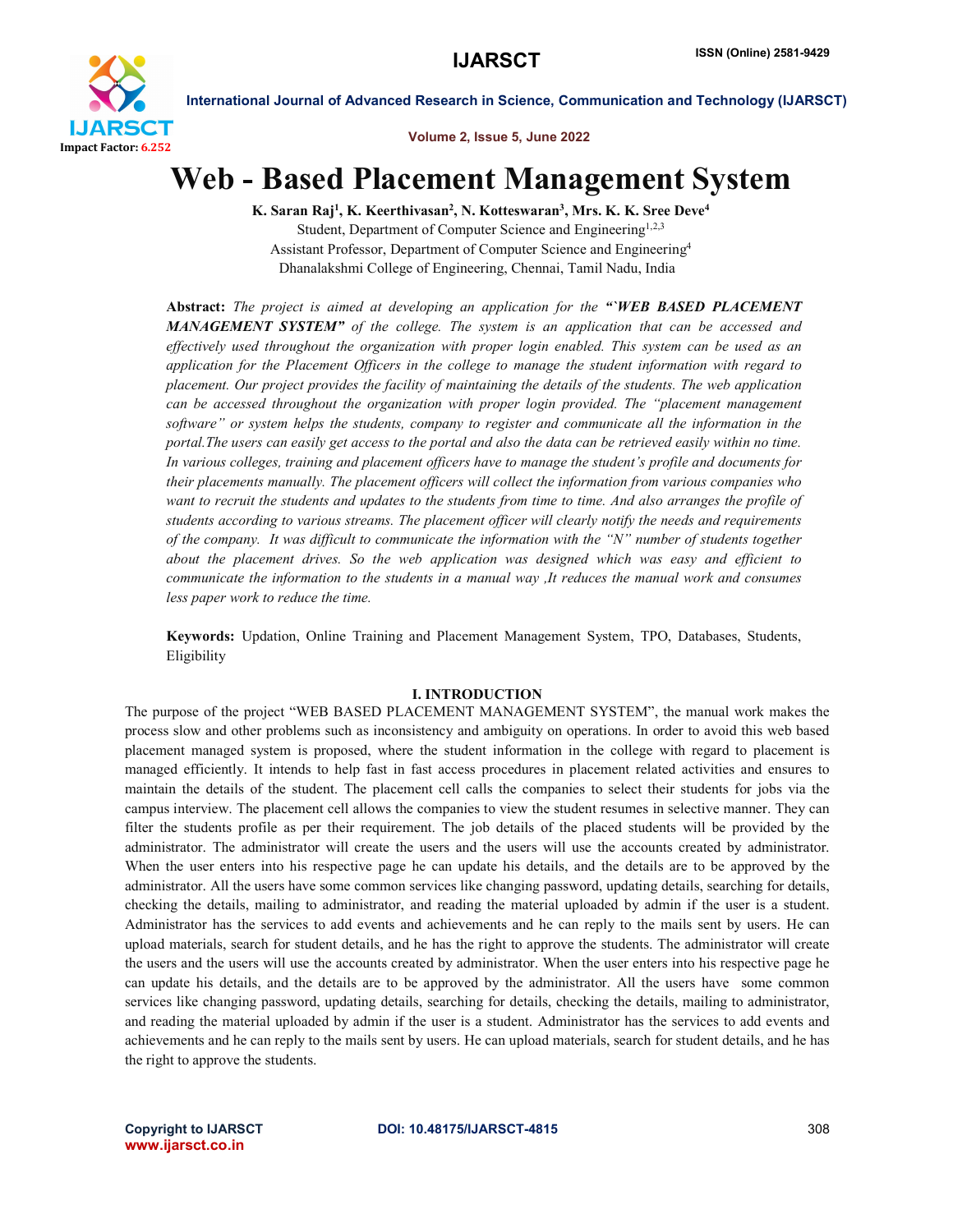# Web - Based Placement Management System

**K. Saran Raj[1], K. Keerthivasan[2], N. Kotteswaran[3], Mrs. K. K. Sree Deve[4]**

Student, Department of Computer Science and Engineering[1,2,3]

Assistant Professor, Department of Computer Science and Engineering[4]

Dhanalakshmi College of Engineering, Chennai, Tamil Nadu, India

**Abstract:** *The project is aimed at developing an application for the "`**WEB BASED PLACEMENT MANAGEMENT SYSTEM**" of the college. The system is an application that can be accessed and effectively used throughout the organization with proper login enabled. This system can be used as an application for the Placement Officers in the college to manage the student information with regard to placement. Our project provides the facility of maintaining the details of the students. The web application can be accessed throughout the organization with proper login provided. The "placement management software" or system helps the students, company to register and communicate all the information in the portal.The users can easily get access to the portal and also the data can be retrieved easily within no time. In various colleges, training and placement officers have to manage the student's profile and documents for their placements manually. The placement officers will collect the information from various companies who want to recruit the students and updates to the students from time to time. And also arranges the profile of students according to various streams. The placement officer will clearly notify the needs and requirements of the company. It was difficult to communicate the information with the "N" number of students together about the placement drives. So the web application was designed which was easy and efficient to communicate the information to the students in a manual way ,It reduces the manual work and consumes less paper work to reduce the time.*

**Keywords:** Updation, Online Training and Placement Management System, TPO, Databases, Students, Eligibility

## I. INTRODUCTION

The purpose of the project "WEB BASED PLACEMENT MANAGEMENT SYSTEM", the manual work makes the process slow and other problems such as inconsistency and ambiguity on operations. In order to avoid this web based placement managed system is proposed, where the student information in the college with regard to placement is managed efficiently. It intends to help fast in fast access procedures in placement related activities and ensures to maintain the details of the student. The placement cell calls the companies to select their students for jobs via the campus interview. The placement cell allows the companies to view the student resumes in selective manner. They can filter the students profile as per their requirement. The job details of the placed students will be provided by the administrator. The administrator will create the users and the users will use the accounts created by administrator. When the user enters into his respective page he can update his details, and the details are to be approved by the administrator. All the users have some common services like changing password, updating details, searching for details, checking the details, mailing to administrator, and reading the material uploaded by admin if the user is a student. Administrator has the services to add events and achievements and he can reply to the mails sent by users. He can upload materials, search for student details, and he has the right to approve the students. The administrator will create the users and the users will use the accounts created by administrator. When the user enters into his respective page he can update his details, and the details are to be approved by the administrator. All the users have some common services like changing password, updating details, searching for details, checking the details, mailing to administrator, and reading the material uploaded by admin if the user is a student. Administrator has the services to add events and achievements and he can reply to the mails sent by users. He can upload materials, search for student details, and he has the right to approve the students.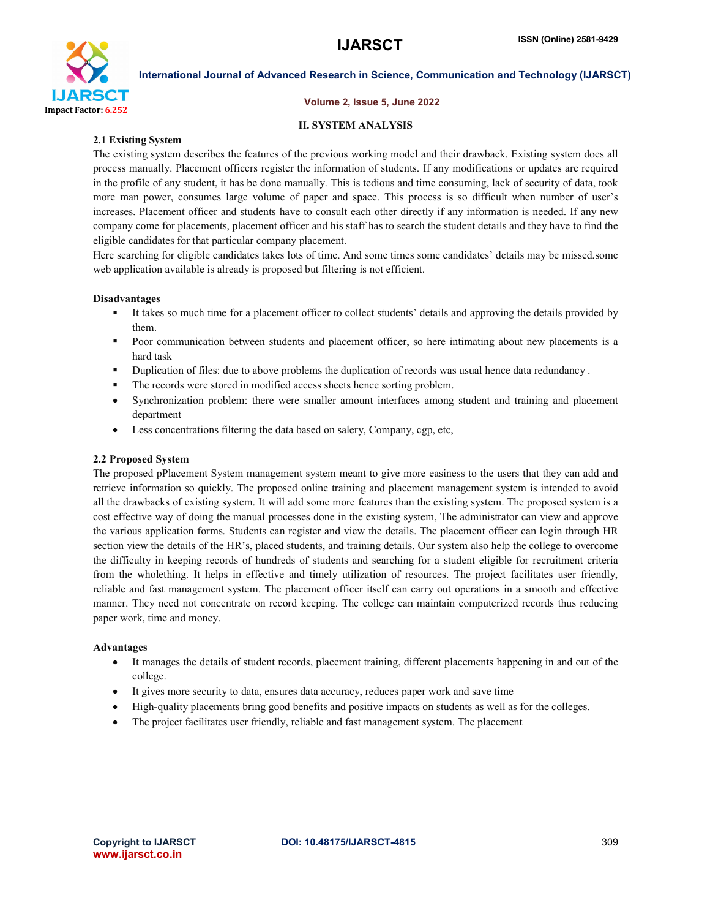## II. SYSTEM ANALYSIS

### 2.1 Existing System

The existing system describes the features of the previous working model and their drawback. Existing system does all process manually. Placement officers register the information of students. If any modifications or updates are required in the profile of any student, it has be done manually. This is tedious and time consuming, lack of security of data, took more man power, consumes large volume of paper and space. This process is so difficult when number of user's increases. Placement officer and students have to consult each other directly if any information is needed. If any new company come for placements, placement officer and his staff has to search the student details and they have to find the eligible candidates for that particular company placement.

Here searching for eligible candidates takes lots of time. And some times some candidates' details may be missed.some web application available is already is proposed but filtering is not efficient.

**Disadvantages**

- It takes so much time for a placement officer to collect students' details and approving the details provided by them.
- Poor communication between students and placement officer, so here intimating about new placements is a hard task
- Duplication of files: due to above problems the duplication of records was usual hence data redundancy .
- The records were stored in modified access sheets hence sorting problem.
- Synchronization problem: there were smaller amount interfaces among student and training and placement department
- Less concentrations filtering the data based on salery, Company, cgp, etc,

### 2.2 Proposed System

The proposed pPlacement System management system meant to give more easiness to the users that they can add and retrieve information so quickly. The proposed online training and placement management system is intended to avoid all the drawbacks of existing system. It will add some more features than the existing system. The proposed system is a cost effective way of doing the manual processes done in the existing system, The administrator can view and approve the various application forms. Students can register and view the details. The placement officer can login through HR section view the details of the HR's, placed students, and training details. Our system also help the college to overcome the difficulty in keeping records of hundreds of students and searching for a student eligible for recruitment criteria from the wholething. It helps in effective and timely utilization of resources. The project facilitates user friendly, reliable and fast management system. The placement officer itself can carry out operations in a smooth and effective manner. They need not concentrate on record keeping. The college can maintain computerized records thus reducing paper work, time and money.

**Advantages**

- It manages the details of student records, placement training, different placements happening in and out of the college.
- It gives more security to data, ensures data accuracy, reduces paper work and save time
- High-quality placements bring good benefits and positive impacts on students as well as for the colleges.
- The project facilitates user friendly, reliable and fast management system. The placement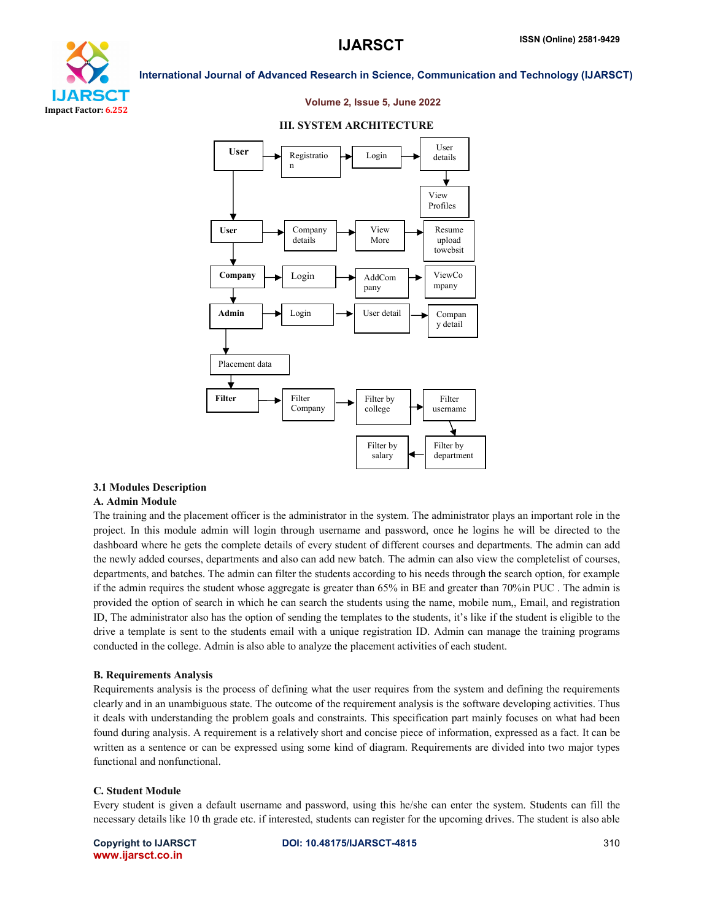## III. SYSTEM ARCHITECTURE

### 3.1 Modules Description

#### A. Admin Module

The training and the placement officer is the administrator in the system. The administrator plays an important role in the project. In this module admin will login through username and password, once he logins he will be directed to the dashboard where he gets the complete details of every student of different courses and departments. The admin can add the newly added courses, departments and also can add new batch. The admin can also view the completelist of courses, departments, and batches. The admin can filter the students according to his needs through the search option, for example if the admin requires the student whose aggregate is greater than 65% in BE and greater than 70%in PUC . The admin is provided the option of search in which he can search the students using the name, mobile num,, Email, and registration ID, The administrator also has the option of sending the templates to the students, it's like if the student is eligible to the drive a template is sent to the students email with a unique registration ID. Admin can manage the training programs conducted in the college. Admin is also able to analyze the placement activities of each student.

#### B. Requirements Analysis

Requirements analysis is the process of defining what the user requires from the system and defining the requirements clearly and in an unambiguous state. The outcome of the requirement analysis is the software developing activities. Thus it deals with understanding the problem goals and constraints. This specification part mainly focuses on what had been found during analysis. A requirement is a relatively short and concise piece of information, expressed as a fact. It can be written as a sentence or can be expressed using some kind of diagram. Requirements are divided into two major types functional and nonfunctional.

#### C. Student Module

Every student is given a default username and password, using this he/she can enter the system. Students can fill the necessary details like 10 th grade etc. if interested, students can register for the upcoming drives. The student is also able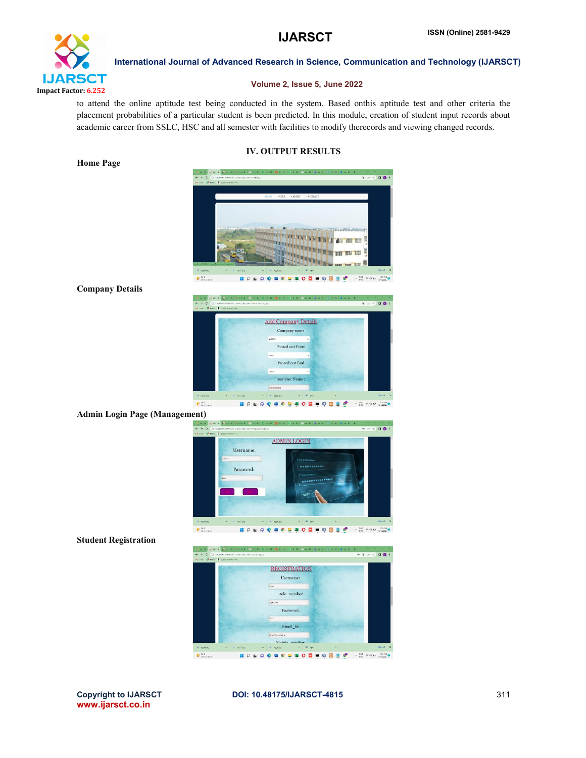to attend the online aptitude test being conducted in the system. Based onthis aptitude test and other criteria the placement probabilities of a particular student is been predicted. In this module, creation of student input records about academic career from SSLC, HSC and all semester with facilities to modify therecords and viewing changed records.

## IV. OUTPUT RESULTS

**Home Page**

**Company Details**

**Admin Login Page (Management)**

**Student Registration**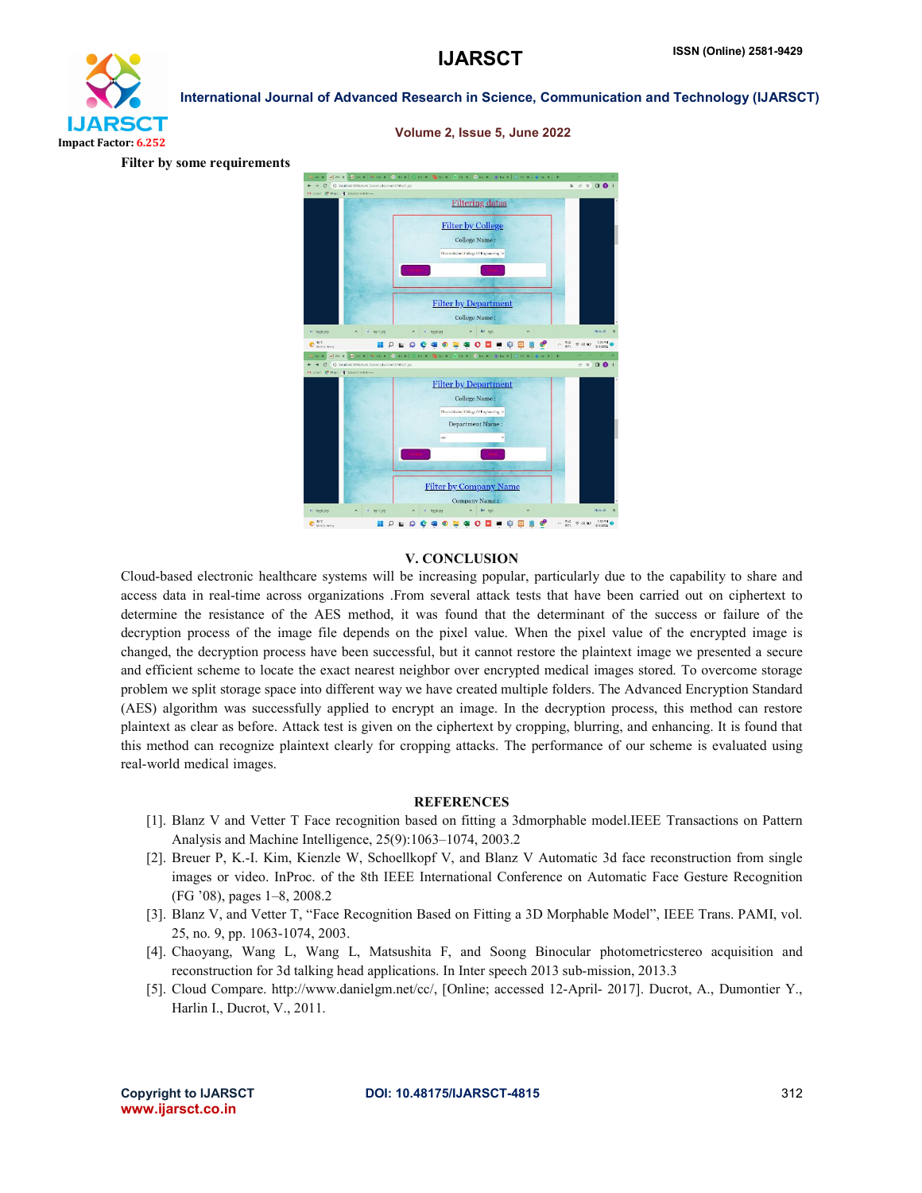**Filter by some requirements**

## V. CONCLUSION

Cloud-based electronic healthcare systems will be increasing popular, particularly due to the capability to share and access data in real-time across organizations .From several attack tests that have been carried out on ciphertext to determine the resistance of the AES method, it was found that the determinant of the success or failure of the decryption process of the image file depends on the pixel value. When the pixel value of the encrypted image is changed, the decryption process have been successful, but it cannot restore the plaintext image we presented a secure and efficient scheme to locate the exact nearest neighbor over encrypted medical images stored. To overcome storage problem we split storage space into different way we have created multiple folders. The Advanced Encryption Standard (AES) algorithm was successfully applied to encrypt an image. In the decryption process, this method can restore plaintext as clear as before. Attack test is given on the ciphertext by cropping, blurring, and enhancing. It is found that this method can recognize plaintext clearly for cropping attacks. The performance of our scheme is evaluated using real-world medical images.

## REFERENCES

[1]. Blanz V and Vetter T Face recognition based on fitting a 3dmorphable model.IEEE Transactions on Pattern Analysis and Machine Intelligence, 25(9):1063–1074, 2003.2

[2]. Breuer P, K.-I. Kim, Kienzle W, Schoellkopf V, and Blanz V Automatic 3d face reconstruction from single images or video. InProc. of the 8th IEEE International Conference on Automatic Face Gesture Recognition (FG '08), pages 1–8, 2008.2

[3]. Blanz V, and Vetter T, "Face Recognition Based on Fitting a 3D Morphable Model", IEEE Trans. PAMI, vol. 25, no. 9, pp. 1063-1074, 2003.

[4]. Chaoyang, Wang L, Wang L, Matsushita F, and Soong Binocular photometricstereo acquisition and reconstruction for 3d talking head applications. In Inter speech 2013 sub-mission, 2013.3

[5]. Cloud Compare. http://www.danielgm.net/cc/, [Online; accessed 12-April- 2017]. Ducrot, A., Dumontier Y., Harlin I., Ducrot, V., 2011.